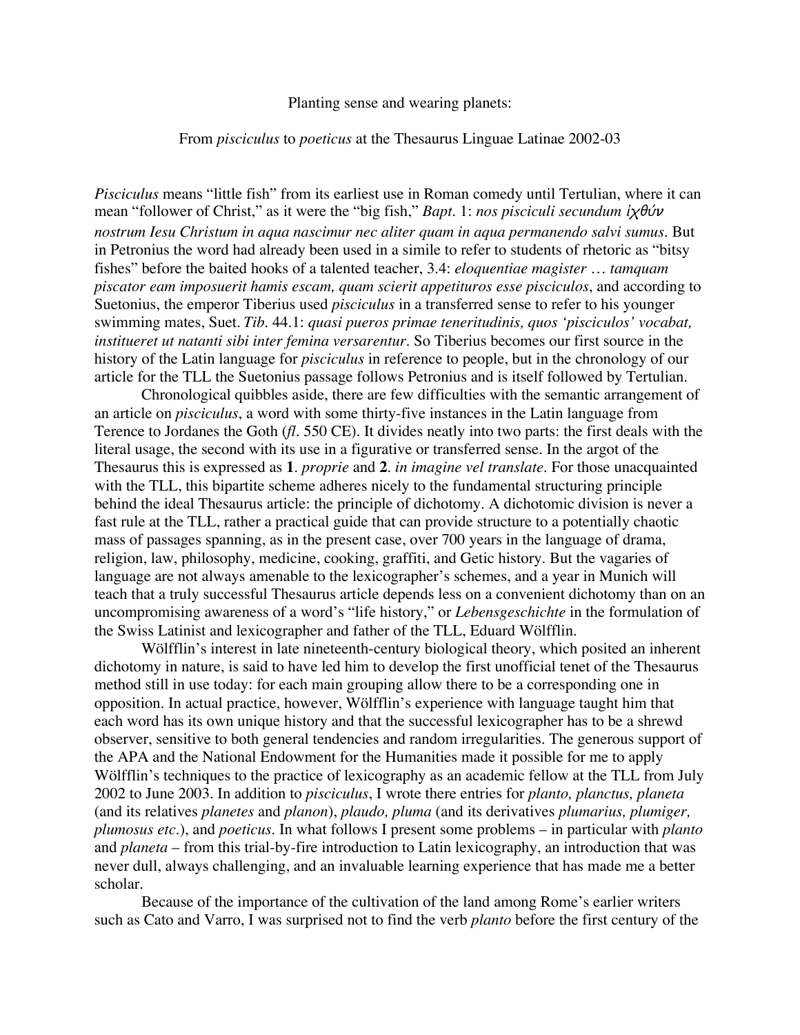Planting sense and wearing planets:

From *pisciculus* to *poeticus* at the Thesaurus Linguae Latinae 2002-03

*Pisciculus* means "little fish" from its earliest use in Roman comedy until Tertulian, where it can mean "follower of Christ," as it were the "big fish," *Bapt*. 1: *nos pisciculi secundum ἰχθύν nostrum Iesu Christum in aqua nascimur nec aliter quam in aqua permanendo salvi sumus*. But in Petronius the word had already been used in a simile to refer to students of rhetoric as "bitsy fishes" before the baited hooks of a talented teacher, 3.4: *eloquentiae magister … tamquam piscator eam imposuerit hamis escam, quam scierit appetituros esse pisciculos*, and according to Suetonius, the emperor Tiberius used *pisciculus* in a transferred sense to refer to his younger swimming mates, Suet. *Tib*. 44.1: *quasi pueros primae teneritudinis, quos 'pisciculos' vocabat, institueret ut natanti sibi inter femina versarentur*. So Tiberius becomes our first source in the history of the Latin language for *pisciculus* in reference to people, but in the chronology of our article for the TLL the Suetonius passage follows Petronius and is itself followed by Tertulian.

Chronological quibbles aside, there are few difficulties with the semantic arrangement of an article on *pisciculus*, a word with some thirty-five instances in the Latin language from Terence to Jordanes the Goth (*fl*. 550 CE). It divides neatly into two parts: the first deals with the literal usage, the second with its use in a figurative or transferred sense. In the argot of the Thesaurus this is expressed as **1**. *proprie* and **2**. *in imagine vel translate*. For those unacquainted with the TLL, this bipartite scheme adheres nicely to the fundamental structuring principle behind the ideal Thesaurus article: the principle of dichotomy. A dichotomic division is never a fast rule at the TLL, rather a practical guide that can provide structure to a potentially chaotic mass of passages spanning, as in the present case, over 700 years in the language of drama, religion, law, philosophy, medicine, cooking, graffiti, and Getic history. But the vagaries of language are not always amenable to the lexicographer's schemes, and a year in Munich will teach that a truly successful Thesaurus article depends less on a convenient dichotomy than on an uncompromising awareness of a word's "life history," or *Lebensgeschichte* in the formulation of the Swiss Latinist and lexicographer and father of the TLL, Eduard Wölfflin.

Wölfflin's interest in late nineteenth-century biological theory, which posited an inherent dichotomy in nature, is said to have led him to develop the first unofficial tenet of the Thesaurus method still in use today: for each main grouping allow there to be a corresponding one in opposition. In actual practice, however, Wölfflin's experience with language taught him that each word has its own unique history and that the successful lexicographer has to be a shrewd observer, sensitive to both general tendencies and random irregularities. The generous support of the APA and the National Endowment for the Humanities made it possible for me to apply Wölfflin's techniques to the practice of lexicography as an academic fellow at the TLL from July 2002 to June 2003. In addition to *pisciculus*, I wrote there entries for *planto, planctus, planeta* (and its relatives *planetes* and *planon*), *plaudo, pluma* (and its derivatives *plumarius, plumiger, plumosus etc*.), and *poeticus*. In what follows I present some problems – in particular with *planto* and *planeta* – from this trial-by-fire introduction to Latin lexicography, an introduction that was never dull, always challenging, and an invaluable learning experience that has made me a better scholar.

Because of the importance of the cultivation of the land among Rome's earlier writers such as Cato and Varro, I was surprised not to find the verb *planto* before the first century of the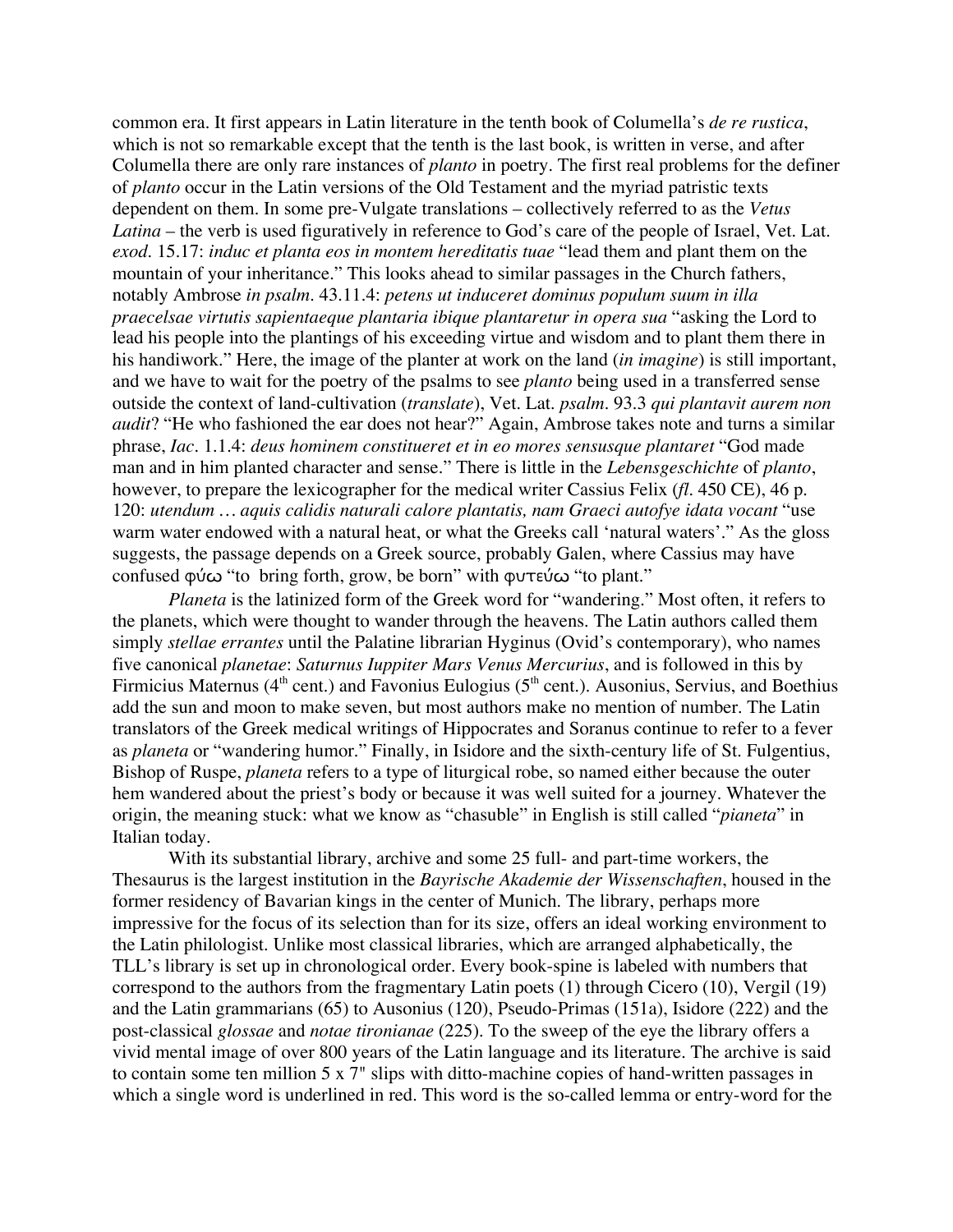common era. It first appears in Latin literature in the tenth book of Columella's *de re rustica*, which is not so remarkable except that the tenth is the last book, is written in verse, and after Columella there are only rare instances of *planto* in poetry. The first real problems for the definer of *planto* occur in the Latin versions of the Old Testament and the myriad patristic texts dependent on them. In some pre-Vulgate translations – collectively referred to as the *Vetus Latina* – the verb is used figuratively in reference to God's care of the people of Israel, Vet. Lat. *exod*. 15.17: *induc et planta eos in montem hereditatis tuae* "lead them and plant them on the mountain of your inheritance." This looks ahead to similar passages in the Church fathers, notably Ambrose *in psalm*. 43.11.4: *petens ut induceret dominus populum suum in illa praecelsae virtutis sapientaeque plantaria ibique plantaretur in opera sua* "asking the Lord to lead his people into the plantings of his exceeding virtue and wisdom and to plant them there in his handiwork." Here, the image of the planter at work on the land (*in imagine*) is still important, and we have to wait for the poetry of the psalms to see *planto* being used in a transferred sense outside the context of land-cultivation (*translate*), Vet. Lat. *psalm*. 93.3 *qui plantavit aurem non audit*? "He who fashioned the ear does not hear?" Again, Ambrose takes note and turns a similar phrase, *Iac*. 1.1.4: *deus hominem constitueret et in eo mores sensusque plantaret* "God made man and in him planted character and sense." There is little in the *Lebensgeschichte* of *planto*, however, to prepare the lexicographer for the medical writer Cassius Felix (*fl*. 450 CE), 46 p. 120: *utendum … aquis calidis naturali calore plantatis, nam Graeci autofye idata vocant* "use warm water endowed with a natural heat, or what the Greeks call 'natural waters'." As the gloss suggests, the passage depends on a Greek source, probably Galen, where Cassius may have confused φύω "to bring forth, grow, be born" with φυτεύω "to plant."

*Planeta* is the latinized form of the Greek word for "wandering." Most often, it refers to the planets, which were thought to wander through the heavens. The Latin authors called them simply *stellae errantes* until the Palatine librarian Hyginus (Ovid's contemporary), who names five canonical *planetae*: *Saturnus Iuppiter Mars Venus Mercurius*, and is followed in this by Firmicius Maternus (4th cent.) and Favonius Eulogius (5th cent.). Ausonius, Servius, and Boethius add the sun and moon to make seven, but most authors make no mention of number. The Latin translators of the Greek medical writings of Hippocrates and Soranus continue to refer to a fever as *planeta* or "wandering humor." Finally, in Isidore and the sixth-century life of St. Fulgentius, Bishop of Ruspe, *planeta* refers to a type of liturgical robe, so named either because the outer hem wandered about the priest's body or because it was well suited for a journey. Whatever the origin, the meaning stuck: what we know as "chasuble" in English is still called "*pianeta*" in Italian today.

With its substantial library, archive and some 25 full- and part-time workers, the Thesaurus is the largest institution in the *Bayrische Akademie der Wissenschaften*, housed in the former residency of Bavarian kings in the center of Munich. The library, perhaps more impressive for the focus of its selection than for its size, offers an ideal working environment to the Latin philologist. Unlike most classical libraries, which are arranged alphabetically, the TLL's library is set up in chronological order. Every book-spine is labeled with numbers that correspond to the authors from the fragmentary Latin poets (1) through Cicero (10), Vergil (19) and the Latin grammarians (65) to Ausonius (120), Pseudo-Primas (151a), Isidore (222) and the post-classical *glossae* and *notae tironianae* (225). To the sweep of the eye the library offers a vivid mental image of over 800 years of the Latin language and its literature. The archive is said to contain some ten million 5 x 7" slips with ditto-machine copies of hand-written passages in which a single word is underlined in red. This word is the so-called lemma or entry-word for the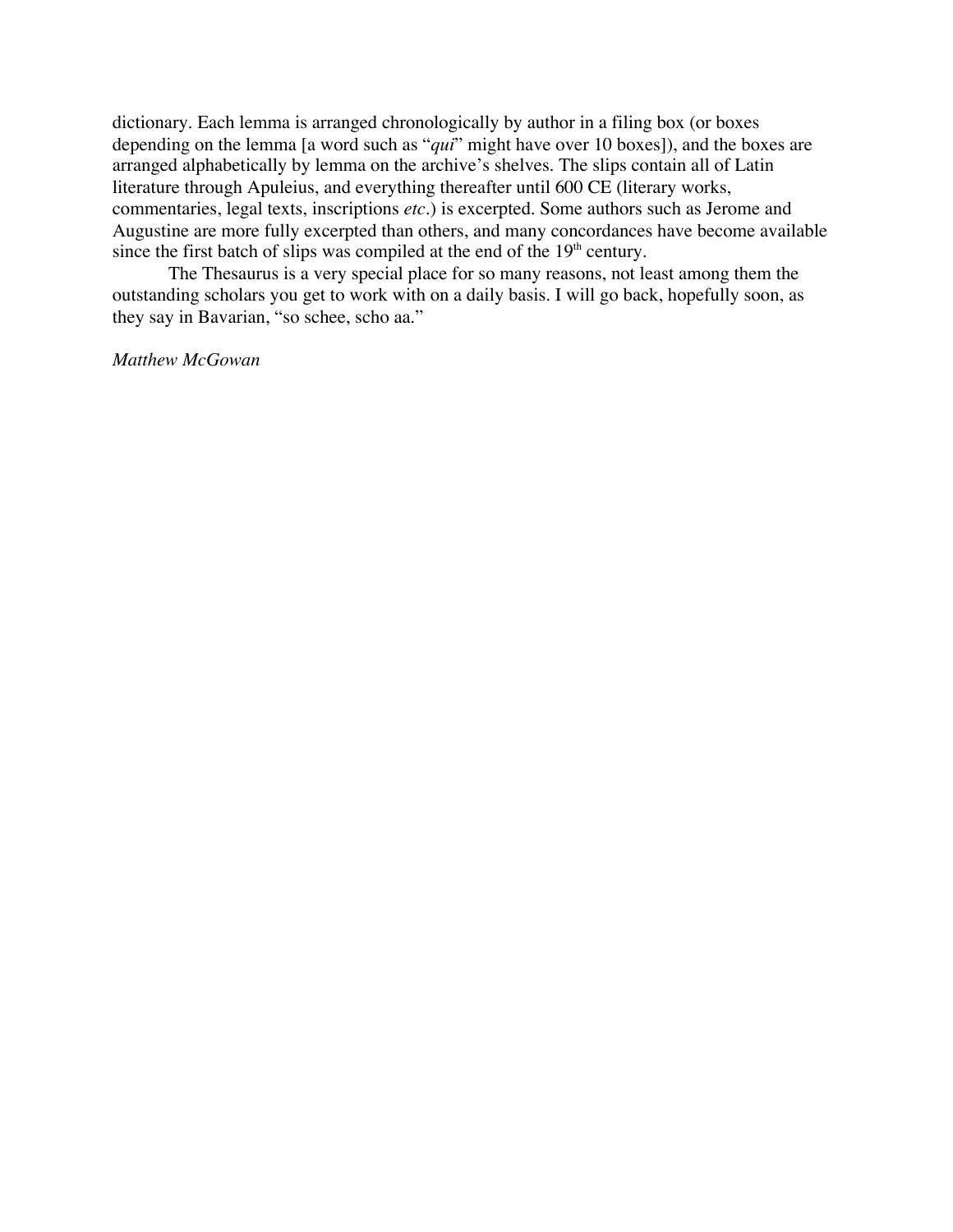dictionary. Each lemma is arranged chronologically by author in a filing box (or boxes depending on the lemma [a word such as "*qui*" might have over 10 boxes]), and the boxes are arranged alphabetically by lemma on the archive's shelves. The slips contain all of Latin literature through Apuleius, and everything thereafter until 600 CE (literary works, commentaries, legal texts, inscriptions *etc*.) is excerpted. Some authors such as Jerome and Augustine are more fully excerpted than others, and many concordances have become available since the first batch of slips was compiled at the end of the 19th century.

The Thesaurus is a very special place for so many reasons, not least among them the outstanding scholars you get to work with on a daily basis. I will go back, hopefully soon, as they say in Bavarian, "so schee, scho aa."

*Matthew McGowan*